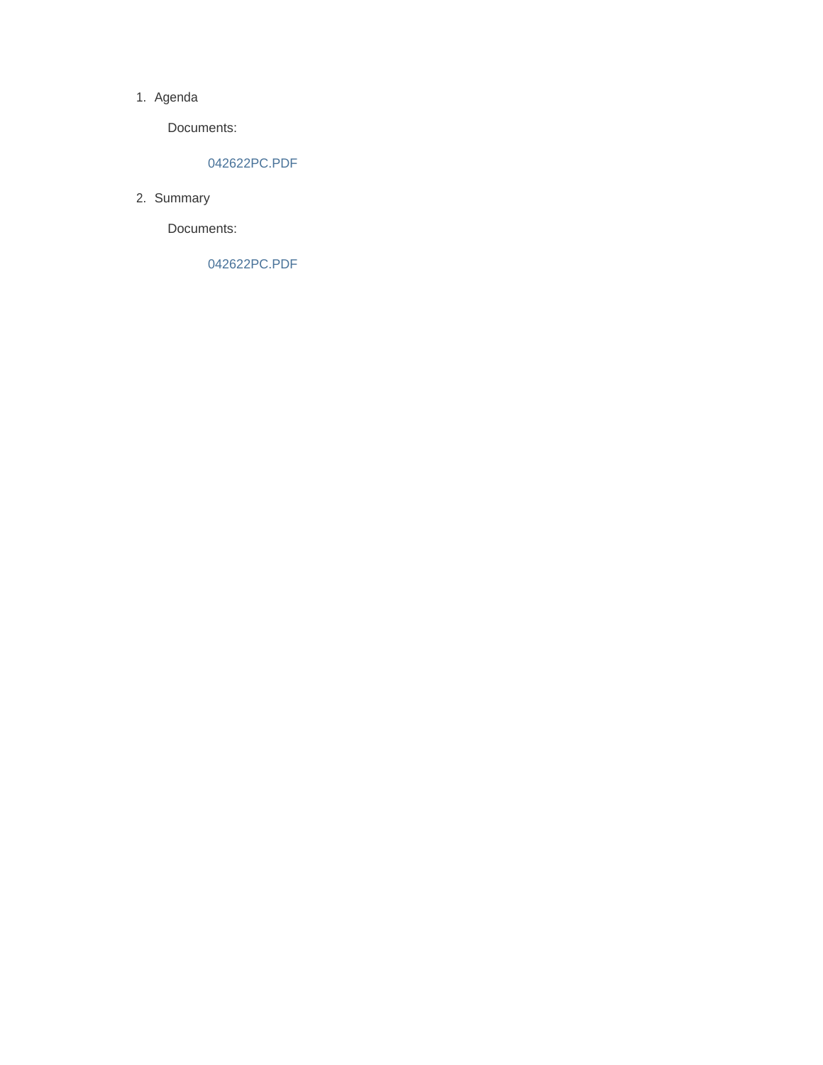1. Agenda

   Documents:

   042622PC.PDF

2. Summary

   Documents:

   042622PC.PDF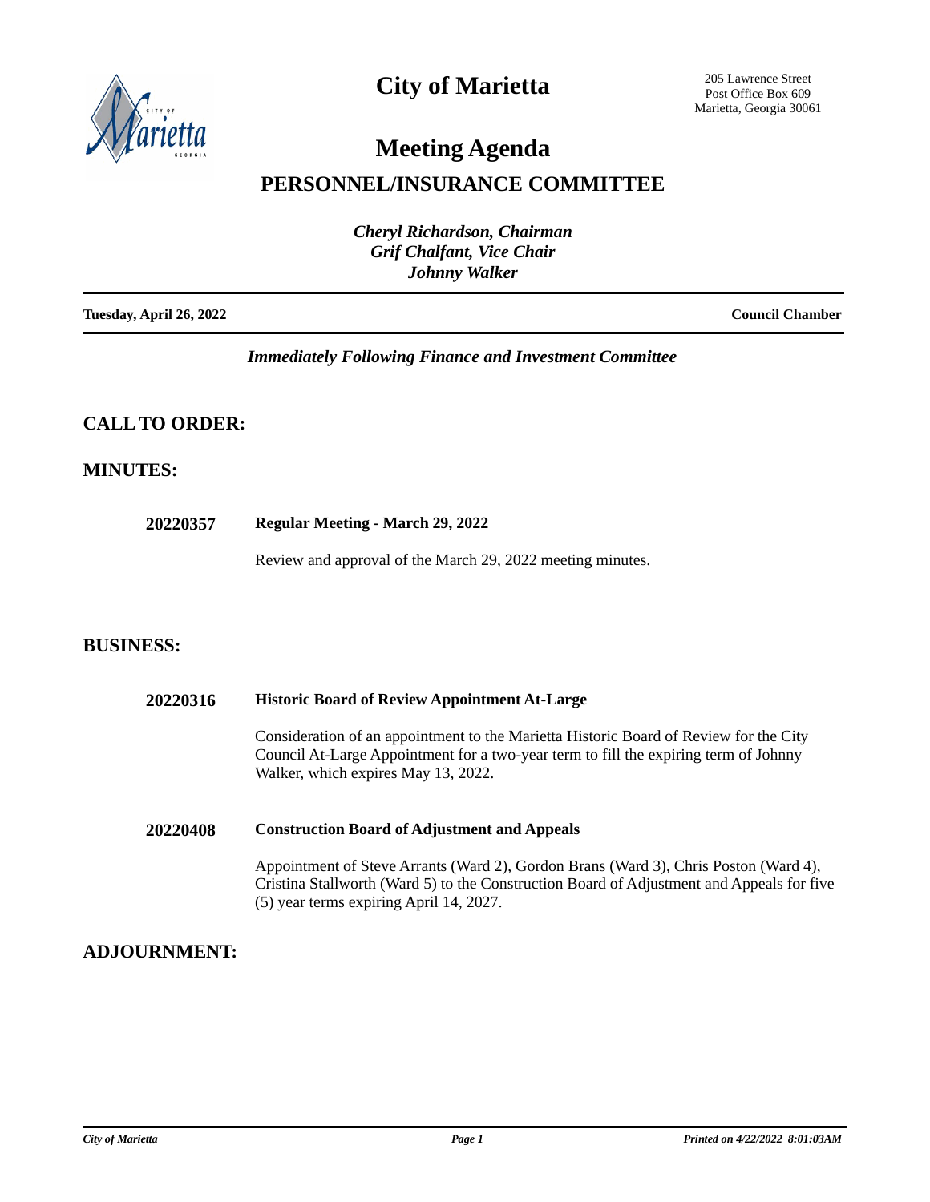# City of Marietta

205 Lawrence Street
Post Office Box 609
Marietta, Georgia 30061

# Meeting Agenda

## PERSONNEL/INSURANCE COMMITTEE

***Cheryl Richardson, Chairman***
***Grif Chalfant, Vice Chair***
***Johnny Walker***

**Tuesday, April 26, 2022** — **Council Chamber**

***Immediately Following Finance and Investment Committee***

## CALL TO ORDER:

## MINUTES:

**20220357** **Regular Meeting - March 29, 2022**

Review and approval of the March 29, 2022 meeting minutes.

## BUSINESS:

**20220316** **Historic Board of Review Appointment At-Large**

Consideration of an appointment to the Marietta Historic Board of Review for the City Council At-Large Appointment for a two-year term to fill the expiring term of Johnny Walker, which expires May 13, 2022.

**20220408** **Construction Board of Adjustment and Appeals**

Appointment of Steve Arrants (Ward 2), Gordon Brans (Ward 3), Chris Poston (Ward 4), Cristina Stallworth (Ward 5) to the Construction Board of Adjustment and Appeals for five (5) year terms expiring April 14, 2027.

## ADJOURNMENT: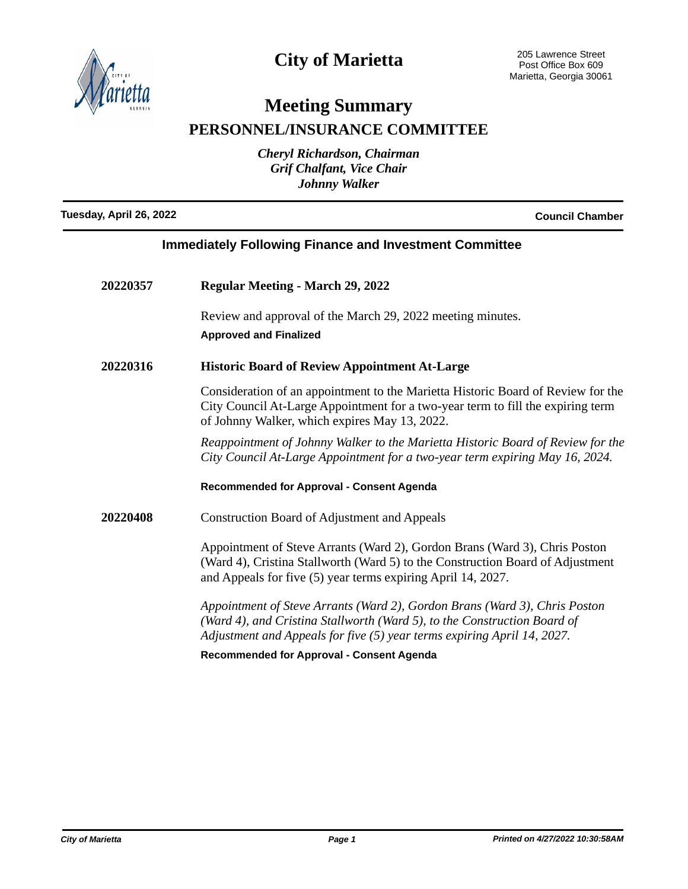# City of Marietta

205 Lawrence Street
Post Office Box 609
Marietta, Georgia 30061

# Meeting Summary

## PERSONNEL/INSURANCE COMMITTEE

*Cheryl Richardson, Chairman*
*Grif Chalfant, Vice Chair*
*Johnny Walker*

**Tuesday, April 26, 2022** — **Council Chamber**

### Immediately Following Finance and Investment Committee

**20220357** — **Regular Meeting - March 29, 2022**

Review and approval of the March 29, 2022 meeting minutes.

**Approved and Finalized**

**20220316** — **Historic Board of Review Appointment At-Large**

Consideration of an appointment to the Marietta Historic Board of Review for the City Council At-Large Appointment for a two-year term to fill the expiring term of Johnny Walker, which expires May 13, 2022.

*Reappointment of Johnny Walker to the Marietta Historic Board of Review for the City Council At-Large Appointment for a two-year term expiring May 16, 2024.*

**Recommended for Approval - Consent Agenda**

**20220408** — Construction Board of Adjustment and Appeals

Appointment of Steve Arrants (Ward 2), Gordon Brans (Ward 3), Chris Poston (Ward 4), Cristina Stallworth (Ward 5) to the Construction Board of Adjustment and Appeals for five (5) year terms expiring April 14, 2027.

*Appointment of Steve Arrants (Ward 2), Gordon Brans (Ward 3), Chris Poston (Ward 4), and Cristina Stallworth (Ward 5), to the Construction Board of Adjustment and Appeals for five (5) year terms expiring April 14, 2027.*

**Recommended for Approval - Consent Agenda**